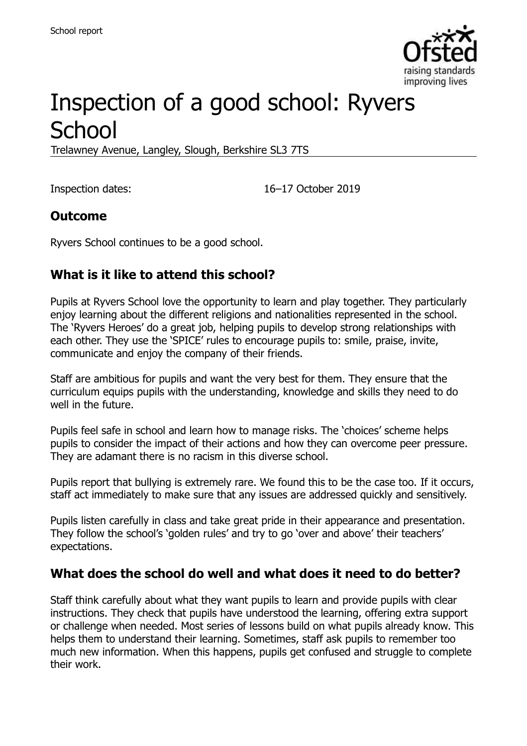# Inspection of a good school: Ryvers School

Trelawney Avenue, Langley, Slough, Berkshire SL3 7TS

Inspection dates: 16–17 October 2019

## Outcome

Ryvers School continues to be a good school.

## What is it like to attend this school?

Pupils at Ryvers School love the opportunity to learn and play together. They particularly enjoy learning about the different religions and nationalities represented in the school. The 'Ryvers Heroes' do a great job, helping pupils to develop strong relationships with each other. They use the 'SPICE' rules to encourage pupils to: smile, praise, invite, communicate and enjoy the company of their friends.

Staff are ambitious for pupils and want the very best for them. They ensure that the curriculum equips pupils with the understanding, knowledge and skills they need to do well in the future.

Pupils feel safe in school and learn how to manage risks. The 'choices' scheme helps pupils to consider the impact of their actions and how they can overcome peer pressure. They are adamant there is no racism in this diverse school.

Pupils report that bullying is extremely rare. We found this to be the case too. If it occurs, staff act immediately to make sure that any issues are addressed quickly and sensitively.

Pupils listen carefully in class and take great pride in their appearance and presentation. They follow the school's 'golden rules' and try to go 'over and above' their teachers' expectations.

## What does the school do well and what does it need to do better?

Staff think carefully about what they want pupils to learn and provide pupils with clear instructions. They check that pupils have understood the learning, offering extra support or challenge when needed. Most series of lessons build on what pupils already know. This helps them to understand their learning. Sometimes, staff ask pupils to remember too much new information. When this happens, pupils get confused and struggle to complete their work.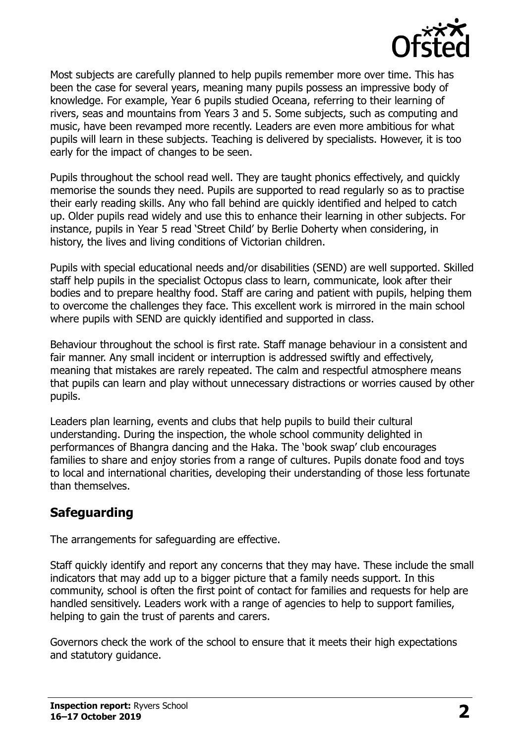Most subjects are carefully planned to help pupils remember more over time. This has been the case for several years, meaning many pupils possess an impressive body of knowledge. For example, Year 6 pupils studied Oceana, referring to their learning of rivers, seas and mountains from Years 3 and 5. Some subjects, such as computing and music, have been revamped more recently. Leaders are even more ambitious for what pupils will learn in these subjects. Teaching is delivered by specialists. However, it is too early for the impact of changes to be seen.

Pupils throughout the school read well. They are taught phonics effectively, and quickly memorise the sounds they need. Pupils are supported to read regularly so as to practise their early reading skills. Any who fall behind are quickly identified and helped to catch up. Older pupils read widely and use this to enhance their learning in other subjects. For instance, pupils in Year 5 read 'Street Child' by Berlie Doherty when considering, in history, the lives and living conditions of Victorian children.

Pupils with special educational needs and/or disabilities (SEND) are well supported. Skilled staff help pupils in the specialist Octopus class to learn, communicate, look after their bodies and to prepare healthy food. Staff are caring and patient with pupils, helping them to overcome the challenges they face. This excellent work is mirrored in the main school where pupils with SEND are quickly identified and supported in class.

Behaviour throughout the school is first rate. Staff manage behaviour in a consistent and fair manner. Any small incident or interruption is addressed swiftly and effectively, meaning that mistakes are rarely repeated. The calm and respectful atmosphere means that pupils can learn and play without unnecessary distractions or worries caused by other pupils.

Leaders plan learning, events and clubs that help pupils to build their cultural understanding. During the inspection, the whole school community delighted in performances of Bhangra dancing and the Haka. The 'book swap' club encourages families to share and enjoy stories from a range of cultures. Pupils donate food and toys to local and international charities, developing their understanding of those less fortunate than themselves.

## Safeguarding

The arrangements for safeguarding are effective.

Staff quickly identify and report any concerns that they may have. These include the small indicators that may add up to a bigger picture that a family needs support. In this community, school is often the first point of contact for families and requests for help are handled sensitively. Leaders work with a range of agencies to help to support families, helping to gain the trust of parents and carers.

Governors check the work of the school to ensure that it meets their high expectations and statutory guidance.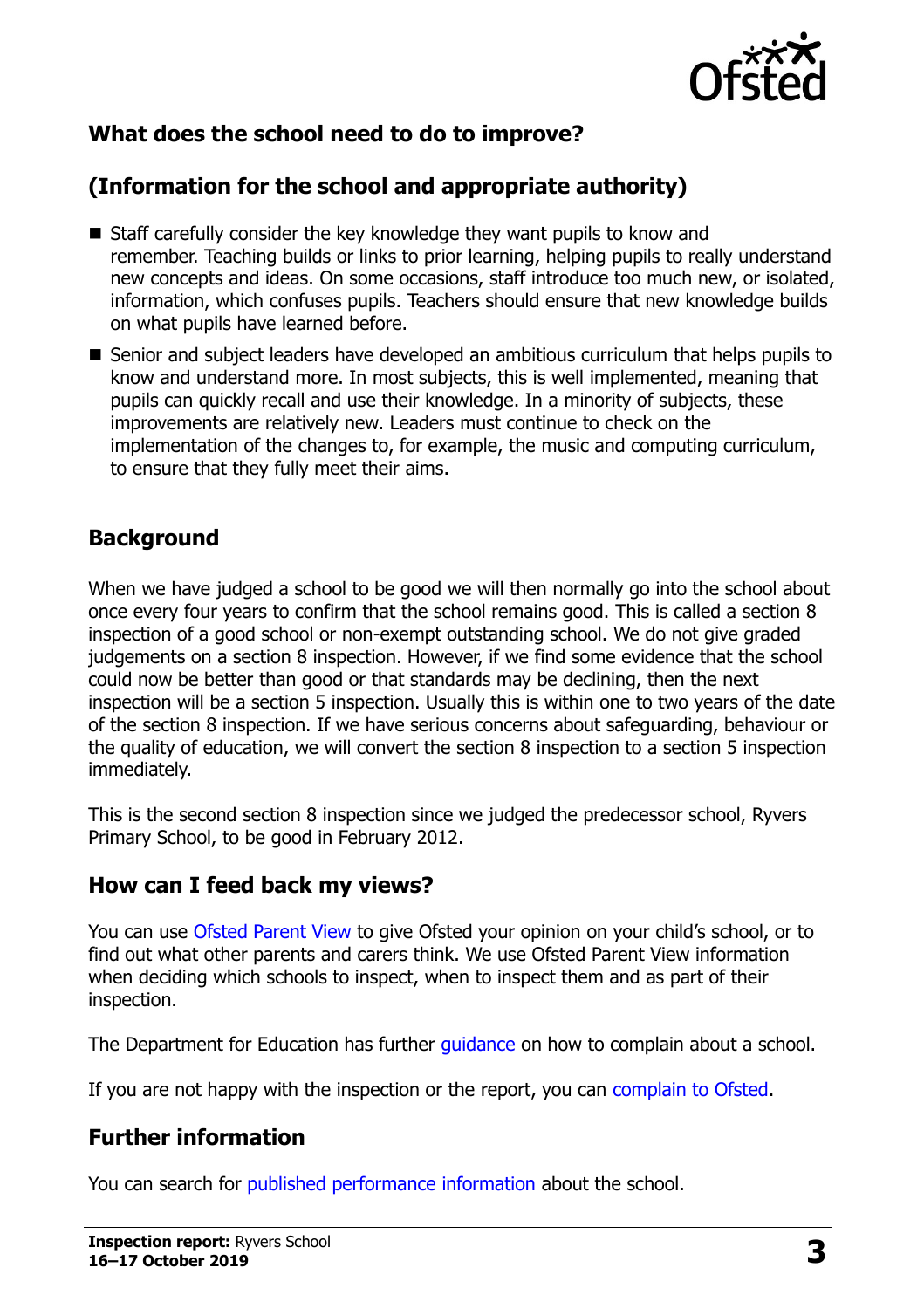## What does the school need to do to improve?

## (Information for the school and appropriate authority)

- Staff carefully consider the key knowledge they want pupils to know and remember. Teaching builds or links to prior learning, helping pupils to really understand new concepts and ideas. On some occasions, staff introduce too much new, or isolated, information, which confuses pupils. Teachers should ensure that new knowledge builds on what pupils have learned before.
- Senior and subject leaders have developed an ambitious curriculum that helps pupils to know and understand more. In most subjects, this is well implemented, meaning that pupils can quickly recall and use their knowledge. In a minority of subjects, these improvements are relatively new. Leaders must continue to check on the implementation of the changes to, for example, the music and computing curriculum, to ensure that they fully meet their aims.

## Background

When we have judged a school to be good we will then normally go into the school about once every four years to confirm that the school remains good. This is called a section 8 inspection of a good school or non-exempt outstanding school. We do not give graded judgements on a section 8 inspection. However, if we find some evidence that the school could now be better than good or that standards may be declining, then the next inspection will be a section 5 inspection. Usually this is within one to two years of the date of the section 8 inspection. If we have serious concerns about safeguarding, behaviour or the quality of education, we will convert the section 8 inspection to a section 5 inspection immediately.

This is the second section 8 inspection since we judged the predecessor school, Ryvers Primary School, to be good in February 2012.

## How can I feed back my views?

You can use Ofsted Parent View to give Ofsted your opinion on your child's school, or to find out what other parents and carers think. We use Ofsted Parent View information when deciding which schools to inspect, when to inspect them and as part of their inspection.

The Department for Education has further guidance on how to complain about a school.

If you are not happy with the inspection or the report, you can complain to Ofsted.

## Further information

You can search for published performance information about the school.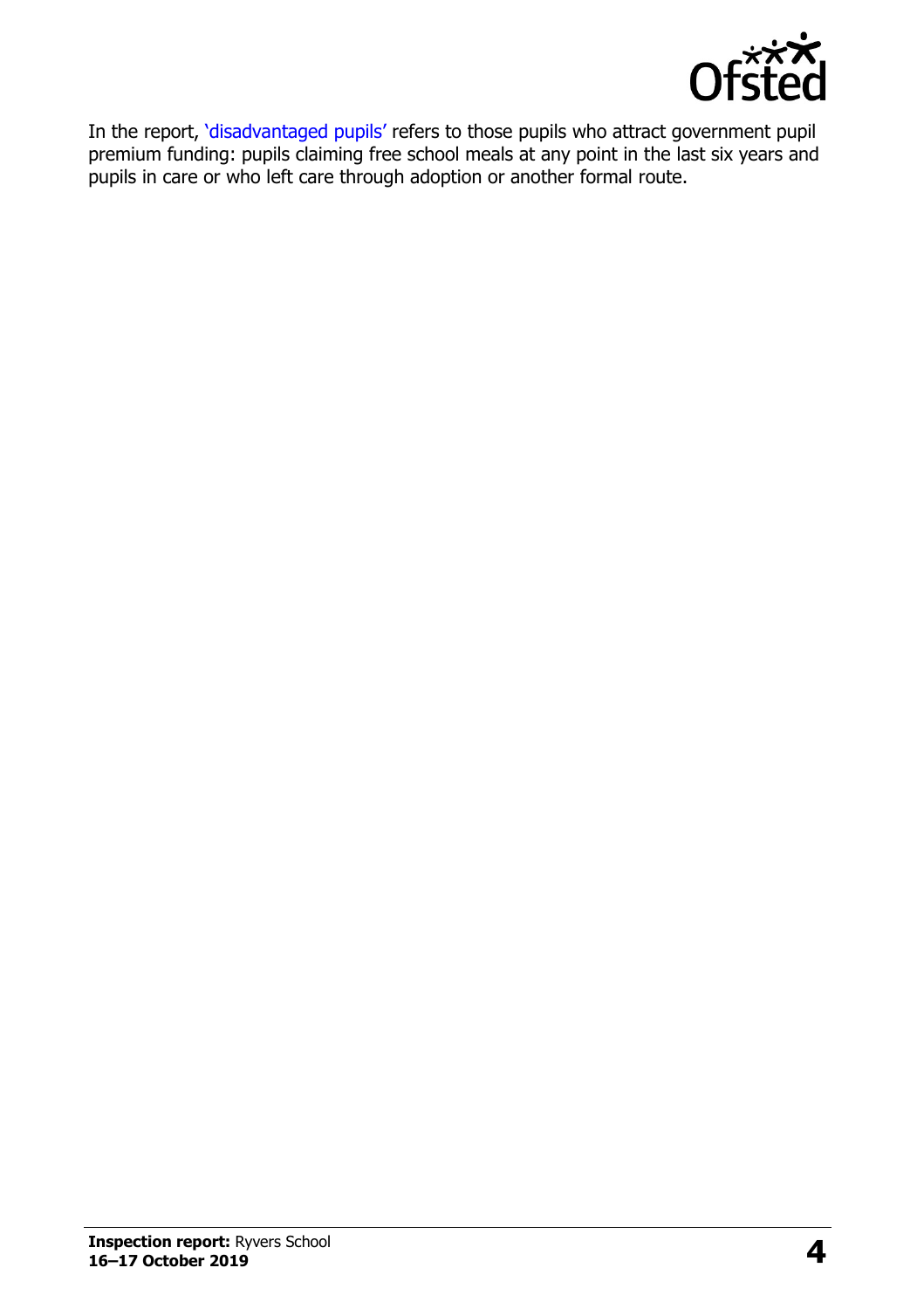In the report, 'disadvantaged pupils' refers to those pupils who attract government pupil premium funding: pupils claiming free school meals at any point in the last six years and pupils in care or who left care through adoption or another formal route.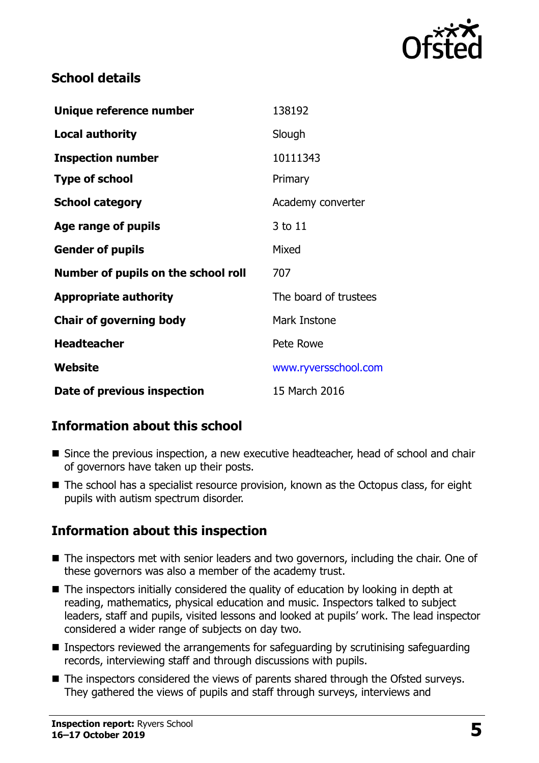## School details

| | |
|---|---|
| **Unique reference number** | 138192 |
| **Local authority** | Slough |
| **Inspection number** | 10111343 |
| **Type of school** | Primary |
| **School category** | Academy converter |
| **Age range of pupils** | 3 to 11 |
| **Gender of pupils** | Mixed |
| **Number of pupils on the school roll** | 707 |
| **Appropriate authority** | The board of trustees |
| **Chair of governing body** | Mark Instone |
| **Headteacher** | Pete Rowe |
| **Website** | www.ryversschool.com |
| **Date of previous inspection** | 15 March 2016 |

## Information about this school

- Since the previous inspection, a new executive headteacher, head of school and chair of governors have taken up their posts.
- The school has a specialist resource provision, known as the Octopus class, for eight pupils with autism spectrum disorder.

## Information about this inspection

- The inspectors met with senior leaders and two governors, including the chair. One of these governors was also a member of the academy trust.
- The inspectors initially considered the quality of education by looking in depth at reading, mathematics, physical education and music. Inspectors talked to subject leaders, staff and pupils, visited lessons and looked at pupils' work. The lead inspector considered a wider range of subjects on day two.
- Inspectors reviewed the arrangements for safeguarding by scrutinising safeguarding records, interviewing staff and through discussions with pupils.
- The inspectors considered the views of parents shared through the Ofsted surveys. They gathered the views of pupils and staff through surveys, interviews and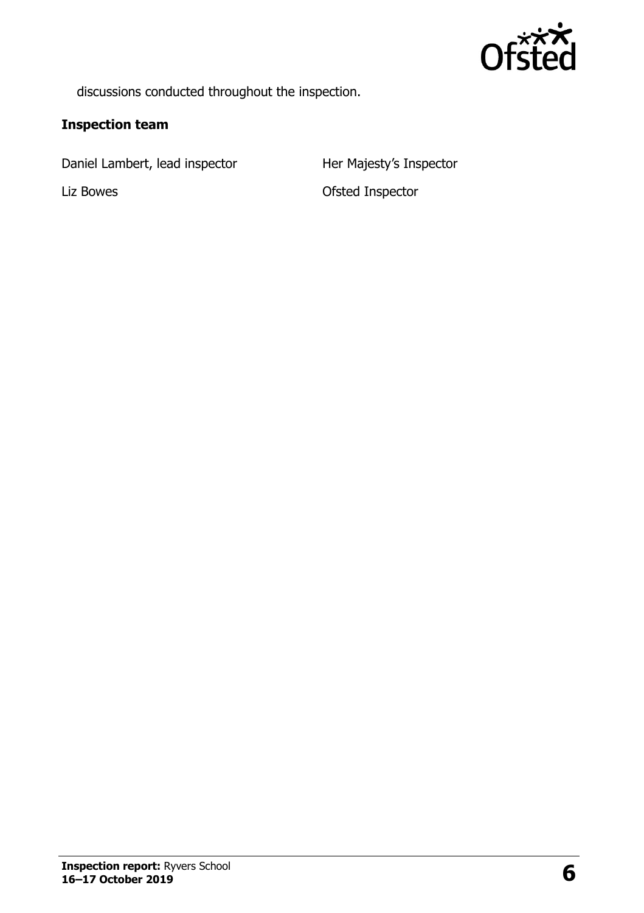discussions conducted throughout the inspection.

### Inspection team

| | |
|---|---|
| Daniel Lambert, lead inspector | Her Majesty's Inspector |
| Liz Bowes | Ofsted Inspector |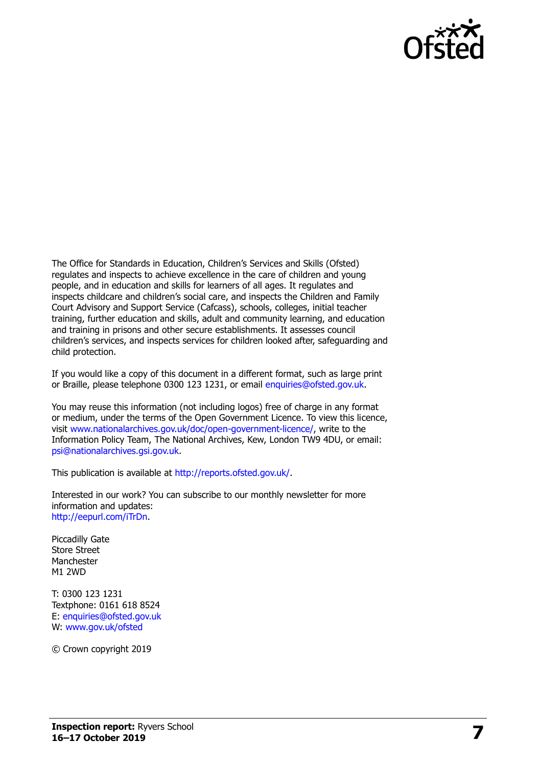The Office for Standards in Education, Children's Services and Skills (Ofsted) regulates and inspects to achieve excellence in the care of children and young people, and in education and skills for learners of all ages. It regulates and inspects childcare and children's social care, and inspects the Children and Family Court Advisory and Support Service (Cafcass), schools, colleges, initial teacher training, further education and skills, adult and community learning, and education and training in prisons and other secure establishments. It assesses council children's services, and inspects services for children looked after, safeguarding and child protection.

If you would like a copy of this document in a different format, such as large print or Braille, please telephone 0300 123 1231, or email enquiries@ofsted.gov.uk.

You may reuse this information (not including logos) free of charge in any format or medium, under the terms of the Open Government Licence. To view this licence, visit www.nationalarchives.gov.uk/doc/open-government-licence/, write to the Information Policy Team, The National Archives, Kew, London TW9 4DU, or email: psi@nationalarchives.gsi.gov.uk.

This publication is available at http://reports.ofsted.gov.uk/.

Interested in our work? You can subscribe to our monthly newsletter for more information and updates:
http://eepurl.com/iTrDn.

Piccadilly Gate
Store Street
Manchester
M1 2WD

T: 0300 123 1231
Textphone: 0161 618 8524
E: enquiries@ofsted.gov.uk
W: www.gov.uk/ofsted

© Crown copyright 2019